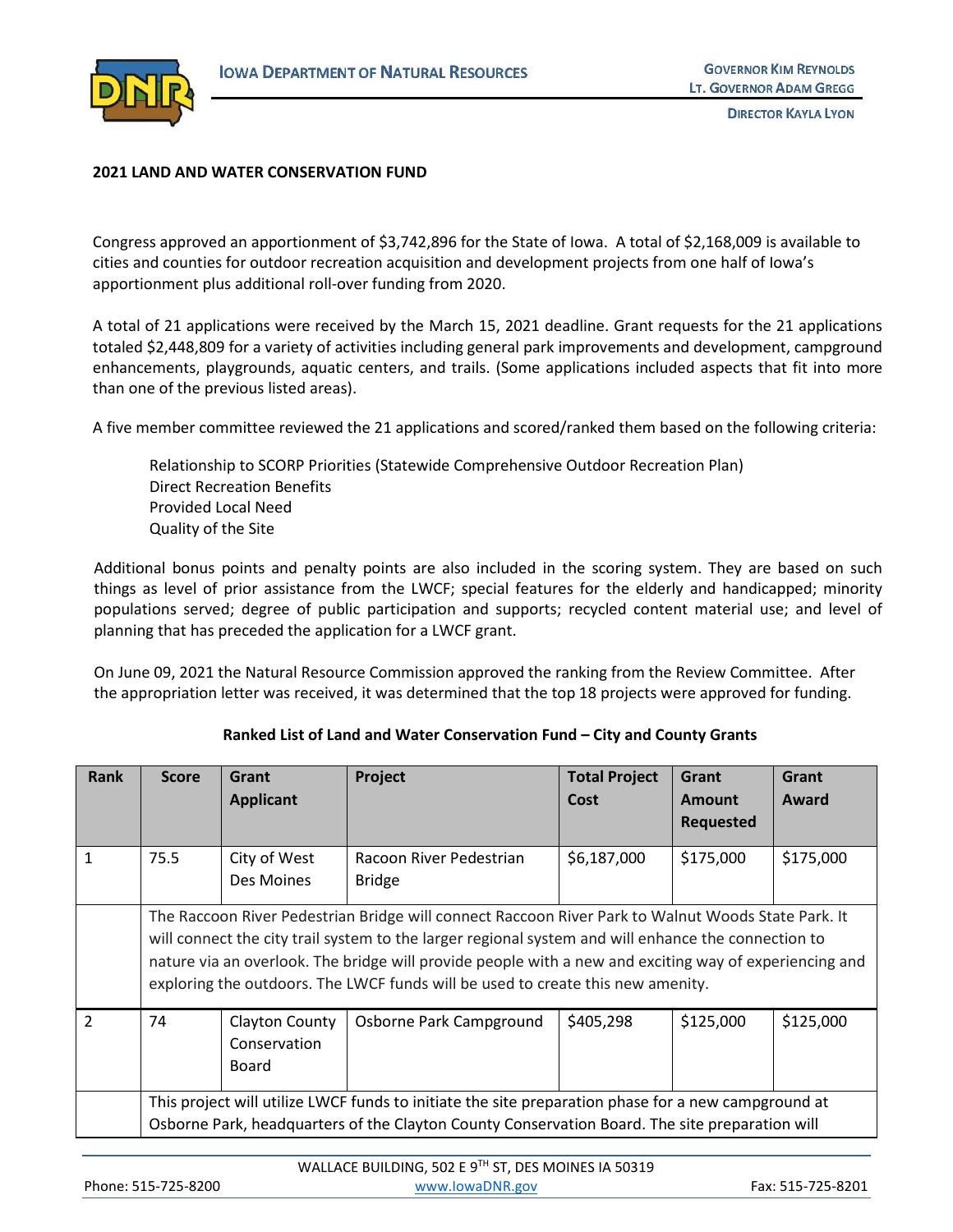**2021 LAND AND WATER CONSERVATION FUND**

Congress approved an apportionment of $3,742,896 for the State of Iowa. A total of $2,168,009 is available to cities and counties for outdoor recreation acquisition and development projects from one half of Iowa's apportionment plus additional roll-over funding from 2020.

A total of 21 applications were received by the March 15, 2021 deadline. Grant requests for the 21 applications totaled $2,448,809 for a variety of activities including general park improvements and development, campground enhancements, playgrounds, aquatic centers, and trails. (Some applications included aspects that fit into more than one of the previous listed areas).

A five member committee reviewed the 21 applications and scored/ranked them based on the following criteria:

Relationship to SCORP Priorities (Statewide Comprehensive Outdoor Recreation Plan)
Direct Recreation Benefits
Provided Local Need
Quality of the Site

Additional bonus points and penalty points are also included in the scoring system. They are based on such things as level of prior assistance from the LWCF; special features for the elderly and handicapped; minority populations served; degree of public participation and supports; recycled content material use; and level of planning that has preceded the application for a LWCF grant.

On June 09, 2021 the Natural Resource Commission approved the ranking from the Review Committee. After the appropriation letter was received, it was determined that the top 18 projects were approved for funding.

**Ranked List of Land and Water Conservation Fund – City and County Grants**

| Rank | Score | Grant Applicant | Project | Total Project Cost | Grant Amount Requested | Grant Award |
|---|---|---|---|---|---|---|
| 1 | 75.5 | City of West Des Moines | Racoon River Pedestrian Bridge | $6,187,000 | $175,000 | $175,000 |
| | The Raccoon River Pedestrian Bridge will connect Raccoon River Park to Walnut Woods State Park. It will connect the city trail system to the larger regional system and will enhance the connection to nature via an overlook. The bridge will provide people with a new and exciting way of experiencing and exploring the outdoors. The LWCF funds will be used to create this new amenity. | | | | | |
| 2 | 74 | Clayton County Conservation Board | Osborne Park Campground | $405,298 | $125,000 | $125,000 |
| | This project will utilize LWCF funds to initiate the site preparation phase for a new campground at Osborne Park, headquarters of the Clayton County Conservation Board. The site preparation will | | | | | |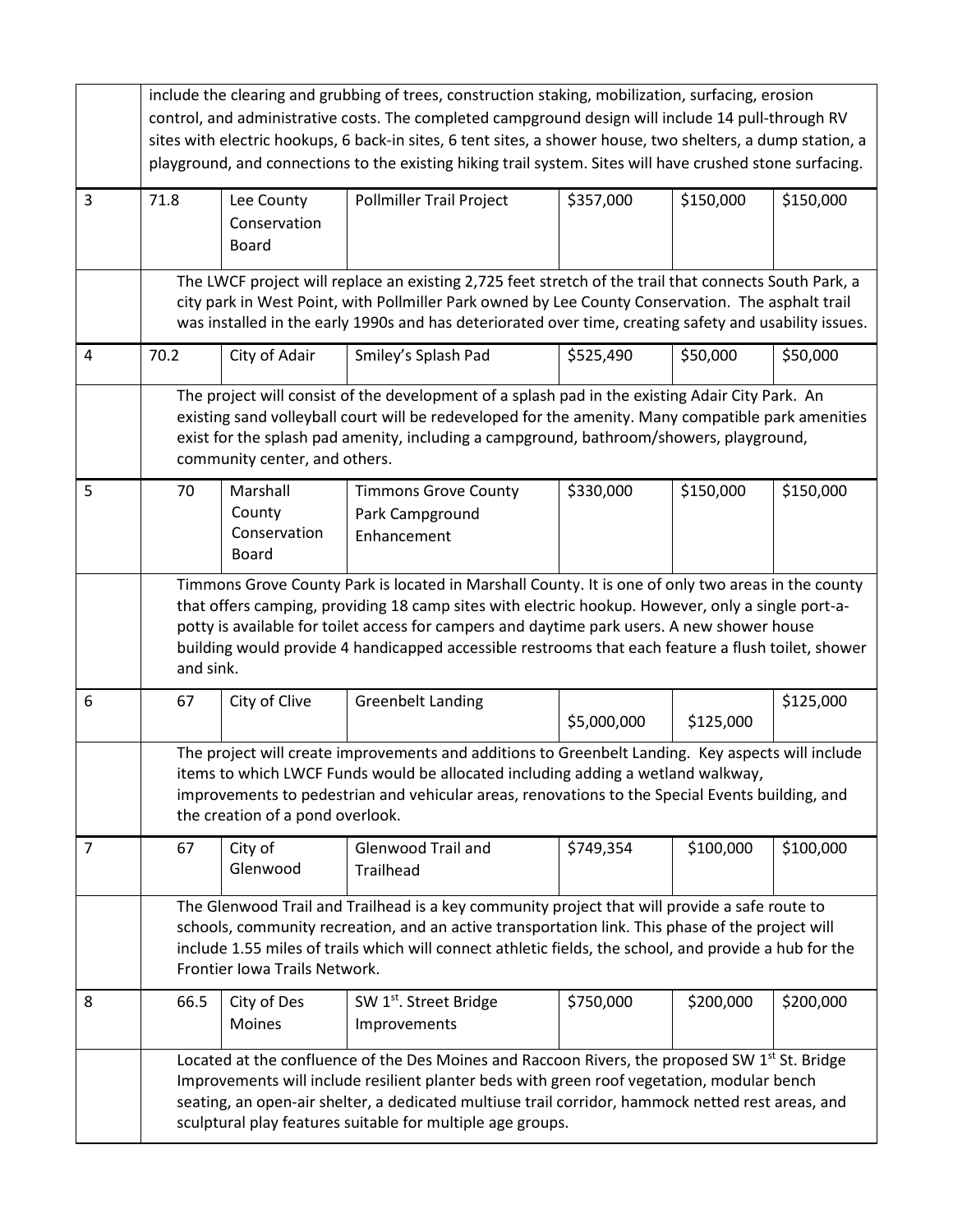| | | | | | | |
|---|---|---|---|---|---|---|
| | include the clearing and grubbing of trees, construction staking, mobilization, surfacing, erosion control, and administrative costs. The completed campground design will include 14 pull-through RV sites with electric hookups, 6 back-in sites, 6 tent sites, a shower house, two shelters, a dump station, a playground, and connections to the existing hiking trail system. Sites will have crushed stone surfacing. | | | | | |
| 3 | 71.8 | Lee County Conservation Board | Pollmiller Trail Project | \$357,000 | \$150,000 | \$150,000 |
| | The LWCF project will replace an existing 2,725 feet stretch of the trail that connects South Park, a city park in West Point, with Pollmiller Park owned by Lee County Conservation. The asphalt trail was installed in the early 1990s and has deteriorated over time, creating safety and usability issues. | | | | | |
| 4 | 70.2 | City of Adair | Smiley's Splash Pad | \$525,490 | \$50,000 | \$50,000 |
| | The project will consist of the development of a splash pad in the existing Adair City Park. An existing sand volleyball court will be redeveloped for the amenity. Many compatible park amenities exist for the splash pad amenity, including a campground, bathroom/showers, playground, community center, and others. | | | | | |
| 5 | 70 | Marshall County Conservation Board | Timmons Grove County Park Campground Enhancement | \$330,000 | \$150,000 | \$150,000 |
| | Timmons Grove County Park is located in Marshall County. It is one of only two areas in the county that offers camping, providing 18 camp sites with electric hookup. However, only a single port-a-potty is available for toilet access for campers and daytime park users. A new shower house building would provide 4 handicapped accessible restrooms that each feature a flush toilet, shower and sink. | | | | | |
| 6 | 67 | City of Clive | Greenbelt Landing | \$5,000,000 | \$125,000 | \$125,000 |
| | The project will create improvements and additions to Greenbelt Landing. Key aspects will include items to which LWCF Funds would be allocated including adding a wetland walkway, improvements to pedestrian and vehicular areas, renovations to the Special Events building, and the creation of a pond overlook. | | | | | |
| 7 | 67 | City of Glenwood | Glenwood Trail and Trailhead | \$749,354 | \$100,000 | \$100,000 |
| | The Glenwood Trail and Trailhead is a key community project that will provide a safe route to schools, community recreation, and an active transportation link. This phase of the project will include 1.55 miles of trails which will connect athletic fields, the school, and provide a hub for the Frontier Iowa Trails Network. | | | | | |
| 8 | 66.5 | City of Des Moines | SW 1st. Street Bridge Improvements | \$750,000 | \$200,000 | \$200,000 |
| | Located at the confluence of the Des Moines and Raccoon Rivers, the proposed SW 1st St. Bridge Improvements will include resilient planter beds with green roof vegetation, modular bench seating, an open-air shelter, a dedicated multiuse trail corridor, hammock netted rest areas, and sculptural play features suitable for multiple age groups. | | | | | |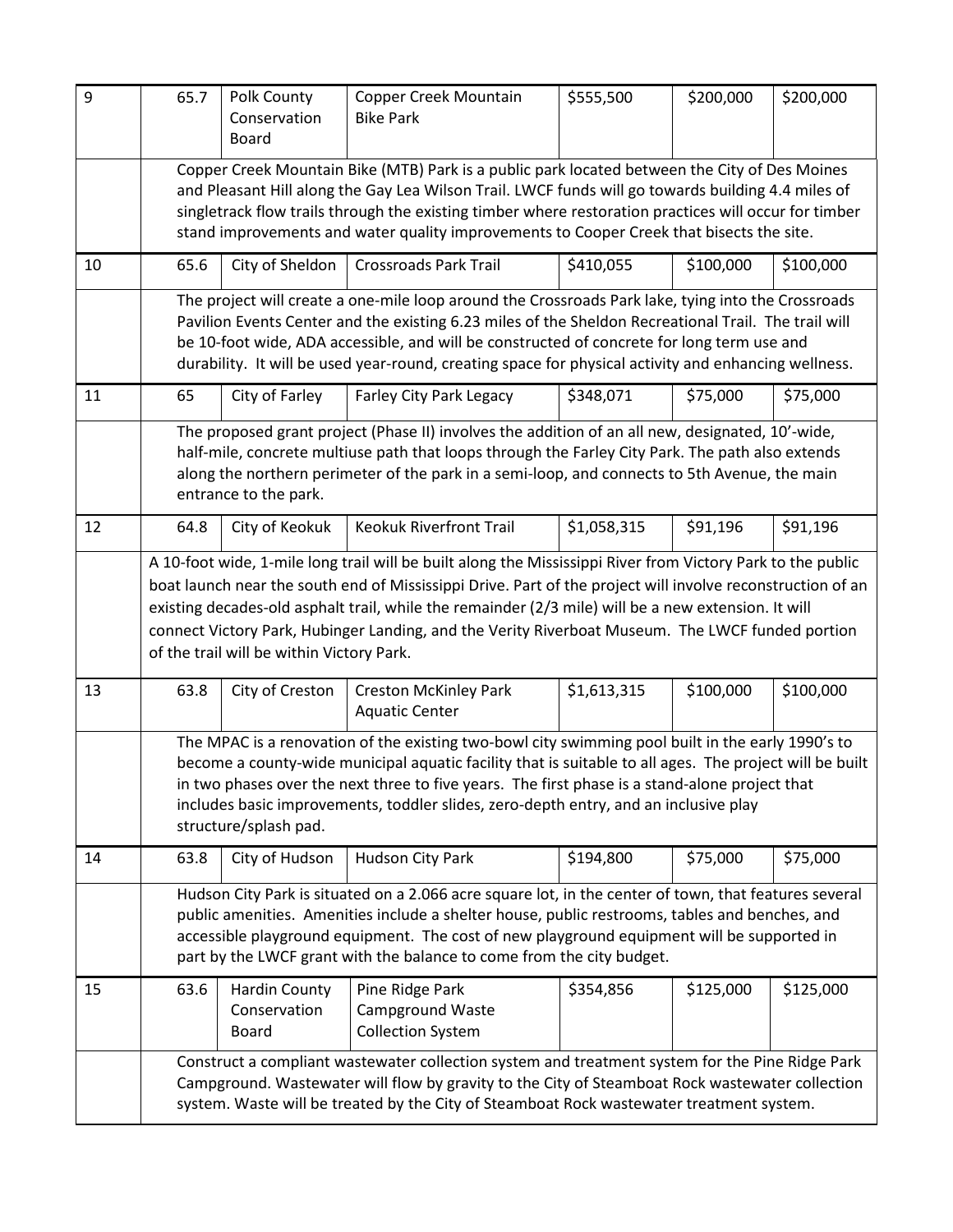| 9 | 65.7 | Polk County Conservation Board | Copper Creek Mountain Bike Park | $555,500 | $200,000 | $200,000 |
|---|---|---|---|---|---|---|
| | Copper Creek Mountain Bike (MTB) Park is a public park located between the City of Des Moines and Pleasant Hill along the Gay Lea Wilson Trail. LWCF funds will go towards building 4.4 miles of singletrack flow trails through the existing timber where restoration practices will occur for timber stand improvements and water quality improvements to Cooper Creek that bisects the site. | | | | | |
| 10 | 65.6 | City of Sheldon | Crossroads Park Trail | $410,055 | $100,000 | $100,000 |
| | The project will create a one-mile loop around the Crossroads Park lake, tying into the Crossroads Pavilion Events Center and the existing 6.23 miles of the Sheldon Recreational Trail. The trail will be 10-foot wide, ADA accessible, and will be constructed of concrete for long term use and durability. It will be used year-round, creating space for physical activity and enhancing wellness. | | | | | |
| 11 | 65 | City of Farley | Farley City Park Legacy | $348,071 | $75,000 | $75,000 |
| | The proposed grant project (Phase II) involves the addition of an all new, designated, 10'-wide, half-mile, concrete multiuse path that loops through the Farley City Park. The path also extends along the northern perimeter of the park in a semi-loop, and connects to 5th Avenue, the main entrance to the park. | | | | | |
| 12 | 64.8 | City of Keokuk | Keokuk Riverfront Trail | $1,058,315 | $91,196 | $91,196 |
| | A 10-foot wide, 1-mile long trail will be built along the Mississippi River from Victory Park to the public boat launch near the south end of Mississippi Drive. Part of the project will involve reconstruction of an existing decades-old asphalt trail, while the remainder (2/3 mile) will be a new extension. It will connect Victory Park, Hubinger Landing, and the Verity Riverboat Museum. The LWCF funded portion of the trail will be within Victory Park. | | | | | |
| 13 | 63.8 | City of Creston | Creston McKinley Park Aquatic Center | $1,613,315 | $100,000 | $100,000 |
| | The MPAC is a renovation of the existing two-bowl city swimming pool built in the early 1990's to become a county-wide municipal aquatic facility that is suitable to all ages. The project will be built in two phases over the next three to five years. The first phase is a stand-alone project that includes basic improvements, toddler slides, zero-depth entry, and an inclusive play structure/splash pad. | | | | | |
| 14 | 63.8 | City of Hudson | Hudson City Park | $194,800 | $75,000 | $75,000 |
| | Hudson City Park is situated on a 2.066 acre square lot, in the center of town, that features several public amenities. Amenities include a shelter house, public restrooms, tables and benches, and accessible playground equipment. The cost of new playground equipment will be supported in part by the LWCF grant with the balance to come from the city budget. | | | | | |
| 15 | 63.6 | Hardin County Conservation Board | Pine Ridge Park Campground Waste Collection System | $354,856 | $125,000 | $125,000 |
| | Construct a compliant wastewater collection system and treatment system for the Pine Ridge Park Campground. Wastewater will flow by gravity to the City of Steamboat Rock wastewater collection system. Waste will be treated by the City of Steamboat Rock wastewater treatment system. | | | | | |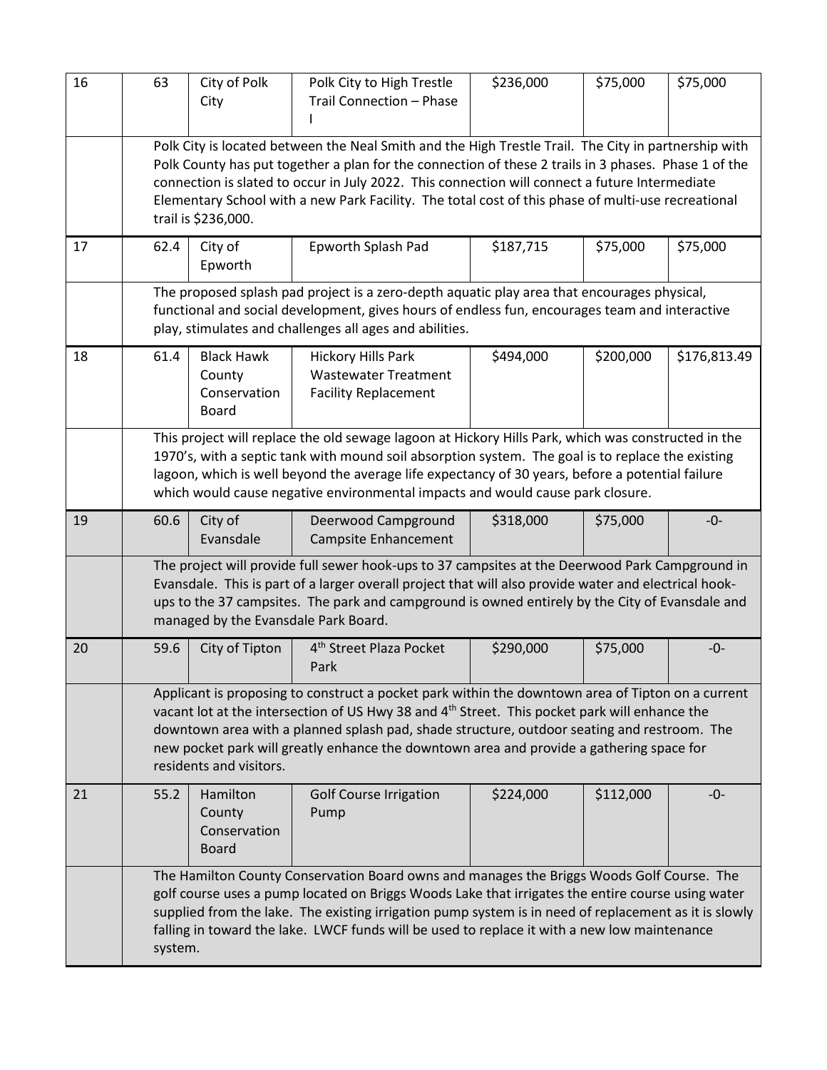| | | | | | | |
|---|---|---|---|---|---|---|
| 16 | 63 | City of Polk City | Polk City to High Trestle Trail Connection – Phase I | $236,000 | $75,000 | $75,000 |
| | Polk City is located between the Neal Smith and the High Trestle Trail. The City in partnership with Polk County has put together a plan for the connection of these 2 trails in 3 phases. Phase 1 of the connection is slated to occur in July 2022. This connection will connect a future Intermediate Elementary School with a new Park Facility. The total cost of this phase of multi-use recreational trail is $236,000. | | | | | |
| 17 | 62.4 | City of Epworth | Epworth Splash Pad | $187,715 | $75,000 | $75,000 |
| | The proposed splash pad project is a zero-depth aquatic play area that encourages physical, functional and social development, gives hours of endless fun, encourages team and interactive play, stimulates and challenges all ages and abilities. | | | | | |
| 18 | 61.4 | Black Hawk County Conservation Board | Hickory Hills Park Wastewater Treatment Facility Replacement | $494,000 | $200,000 | $176,813.49 |
| | This project will replace the old sewage lagoon at Hickory Hills Park, which was constructed in the 1970's, with a septic tank with mound soil absorption system. The goal is to replace the existing lagoon, which is well beyond the average life expectancy of 30 years, before a potential failure which would cause negative environmental impacts and would cause park closure. | | | | | |
| 19 | 60.6 | City of Evansdale | Deerwood Campground Campsite Enhancement | $318,000 | $75,000 | -0- |
| | The project will provide full sewer hook-ups to 37 campsites at the Deerwood Park Campground in Evansdale. This is part of a larger overall project that will also provide water and electrical hook-ups to the 37 campsites. The park and campground is owned entirely by the City of Evansdale and managed by the Evansdale Park Board. | | | | | |
| 20 | 59.6 | City of Tipton | 4th Street Plaza Pocket Park | $290,000 | $75,000 | -0- |
| | Applicant is proposing to construct a pocket park within the downtown area of Tipton on a current vacant lot at the intersection of US Hwy 38 and 4th Street. This pocket park will enhance the downtown area with a planned splash pad, shade structure, outdoor seating and restroom. The new pocket park will greatly enhance the downtown area and provide a gathering space for residents and visitors. | | | | | |
| 21 | 55.2 | Hamilton County Conservation Board | Golf Course Irrigation Pump | $224,000 | $112,000 | -0- |
| | The Hamilton County Conservation Board owns and manages the Briggs Woods Golf Course. The golf course uses a pump located on Briggs Woods Lake that irrigates the entire course using water supplied from the lake. The existing irrigation pump system is in need of replacement as it is slowly falling in toward the lake. LWCF funds will be used to replace it with a new low maintenance system. | | | | | |